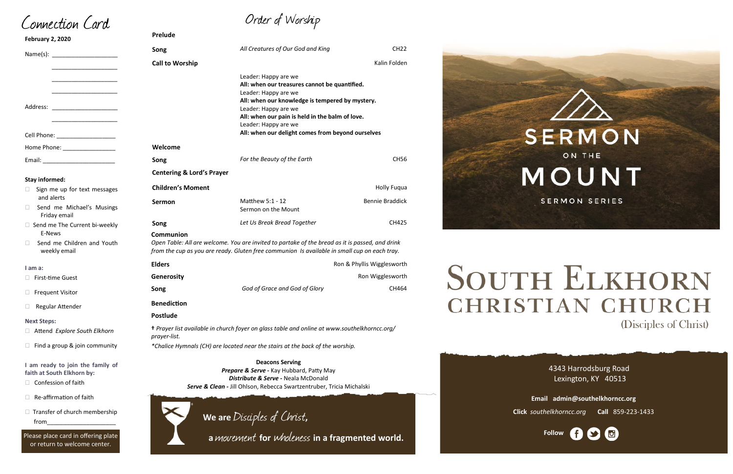# Connection Card

**February 2, 2020**

Name(s): ____________________

____________________

____________________

____________________

Address: ____________________

____________________

Cell Phone: __________________

Home Phone: ________________

Email: ______________________

**Stay informed:**

- ☐ Sign me up for text messages and alerts
- ☐ Send me Michael's Musings Friday email
- ☐ Send me The Current bi-weekly E-News
- ☐ Send me Children and Youth weekly email

**I am a:**

- ☐ First-time Guest
- ☐ Frequent Visitor
- ☐ Regular Attender

**Next Steps:**

- ☐ Attend *Explore South Elkhorn*
- ☐ Find a group & join community

**I am ready to join the family of faith at South Elkhorn by:**

- ☐ Confession of faith
- ☐ Re-affirmation of faith
- ☐ Transfer of church membership from____________________

Please place card in offering plate or return to welcome center.

# Order of Worship

| | | |
|---|---|---|
| **Prelude** | | |
| **Song** | *All Creatures of Our God and King* | CH22 |
| **Call to Worship** | | Kalin Folden |

Leader: Happy are we
**All: when our treasures cannot be quantified.**
Leader: Happy are we
**All: when our knowledge is tempered by mystery.**
Leader: Happy are we
**All: when our pain is held in the balm of love.**
Leader: Happy are we
**All: when our delight comes from beyond ourselves**

| | | |
|---|---|---|
| **Welcome** | | |
| **Song** | *For the Beauty of the Earth* | CH56 |
| **Centering & Lord's Prayer** | | |
| **Children's Moment** | | Holly Fuqua |
| **Sermon** | Matthew 5:1 - 12<br>Sermon on the Mount | Bennie Braddick |
| **Song** | *Let Us Break Bread Together* | CH425 |

**Communion**

*Open Table: All are welcome. You are invited to partake of the bread as it is passed, and drink from the cup as you are ready. Gluten free communion Is available in small cup on each tray.*

| | | |
|---|---|---|
| **Elders** | | Ron & Phyllis Wigglesworth |
| **Generosity** | | Ron Wigglesworth |
| **Song** | *God of Grace and God of Glory* | CH464 |
| **Benediction** | | |
| **Postlude** | | |

**†** *Prayer list available in church foyer on glass table and online at www.southelkhorncc.org/prayer-list.*

*\*Chalice Hymnals (CH) are located near the stairs at the back of the worship.*

**Deacons Serving**
***Prepare & Serve -*** Kay Hubbard, Patty May
***Distribute & Serve -*** Neala McDonald
***Serve & Clean -*** Jill Ohlson, Rebecca Swartzentruber, Tricia Michalski

**We are** *Disciples of Christ,*
**a** *movement* **for** *wholeness* **in a fragmented world.**

SERMON ON THE MOUNT
SERMON SERIES

# South Elkhorn Christian Church
(Disciples of Christ)

4343 Harrodsburg Road
Lexington, KY 40513

**Email** **admin@southelkhorncc.org**

**Click** *southelkhorncc.org* **Call** 859-223-1433

**Follow**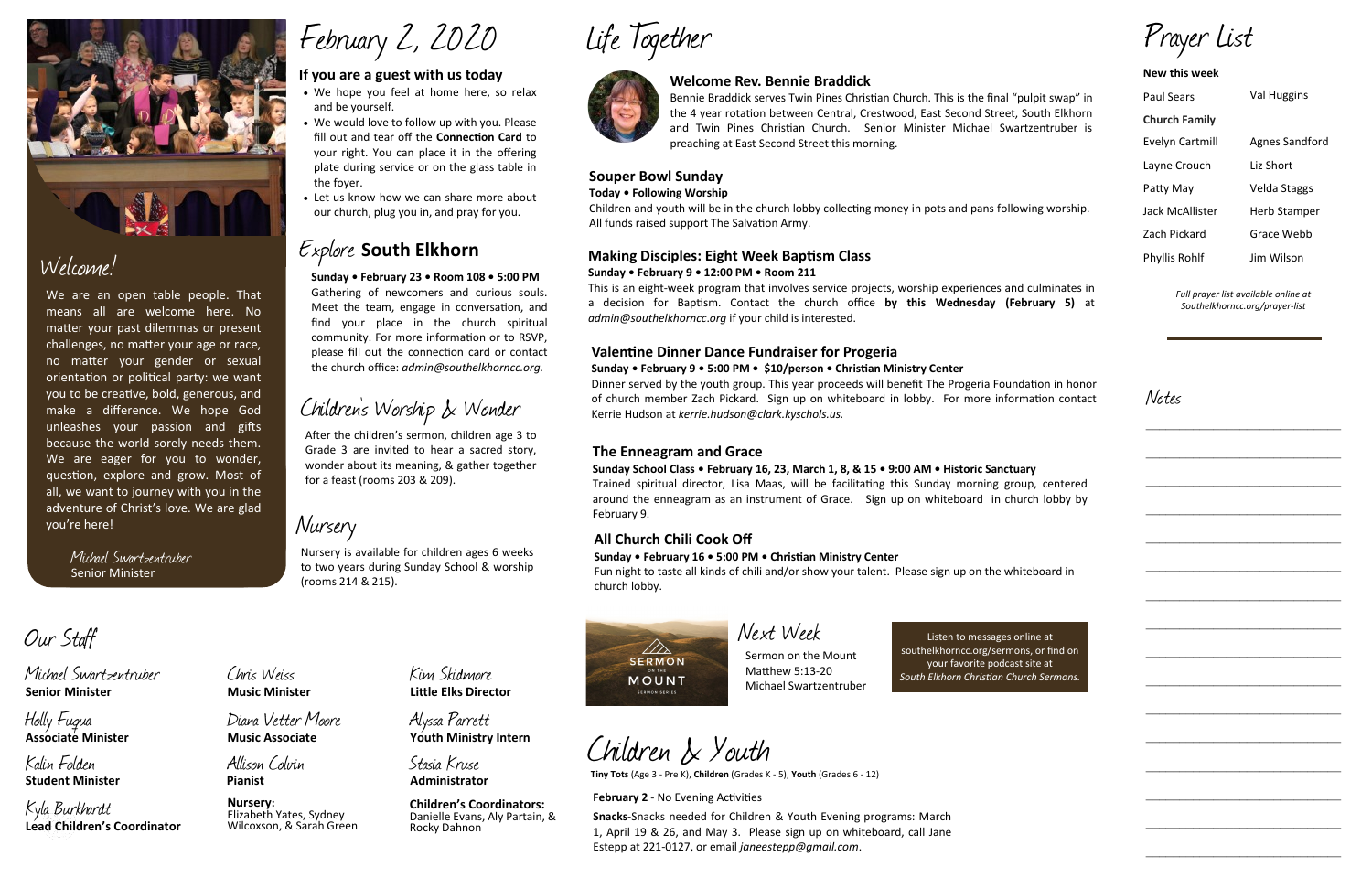## Welcome!

We are an open table people. That means all are welcome here. No matter your past dilemmas or present challenges, no matter your age or race, no matter your gender or sexual orientation or political party: we want you to be creative, bold, generous, and make a difference. We hope God unleashes your passion and gifts because the world sorely needs them. We are eager for you to wonder, question, explore and grow. Most of all, we want to journey with you in the adventure of Christ's love. We are glad you're here!

Michael Swartzentruber
Senior Minister

# February 2, 2020

### If you are a guest with us today

- We hope you feel at home here, so relax and be yourself.
- We would love to follow up with you. Please fill out and tear off the **Connection Card** to your right. You can place it in the offering plate during service or on the glass table in the foyer.
- Let us know how we can share more about our church, plug you in, and pray for you.

## Explore South Elkhorn

**Sunday • February 23 • Room 108 • 5:00 PM**
Gathering of newcomers and curious souls. Meet the team, engage in conversation, and find your place in the church spiritual community. For more information or to RSVP, please fill out the connection card or contact the church office: *admin@southelkhorncc.org.*

## Children's Worship & Wonder

After the children's sermon, children age 3 to Grade 3 are invited to hear a sacred story, wonder about its meaning, & gather together for a feast (rooms 203 & 209).

## Nursery

Nursery is available for children ages 6 weeks to two years during Sunday School & worship (rooms 214 & 215).

# Life Together

### Welcome Rev. Bennie Braddick

Bennie Braddick serves Twin Pines Christian Church. This is the final "pulpit swap" in the 4 year rotation between Central, Crestwood, East Second Street, South Elkhorn and Twin Pines Christian Church. Senior Minister Michael Swartzentruber is preaching at East Second Street this morning.

### Souper Bowl Sunday

**Today • Following Worship**
Children and youth will be in the church lobby collecting money in pots and pans following worship. All funds raised support The Salvation Army.

### Making Disciples: Eight Week Baptism Class

**Sunday • February 9 • 12:00 PM • Room 211**
This is an eight-week program that involves service projects, worship experiences and culminates in a decision for Baptism. Contact the church office **by this Wednesday (February 5)** at *admin@southelkhorncc.org* if your child is interested.

### Valentine Dinner Dance Fundraiser for Progeria

**Sunday • February 9 • 5:00 PM • $10/person • Christian Ministry Center**
Dinner served by the youth group. This year proceeds will benefit The Progeria Foundation in honor of church member Zach Pickard. Sign up on whiteboard in lobby. For more information contact Kerrie Hudson at *kerrie.hudson@clark.kyschols.us.*

### The Enneagram and Grace

**Sunday School Class • February 16, 23, March 1, 8, & 15 • 9:00 AM • Historic Sanctuary**
Trained spiritual director, Lisa Maas, will be facilitating this Sunday morning group, centered around the enneagram as an instrument of Grace. Sign up on whiteboard in church lobby by February 9.

### All Church Chili Cook Off

**Sunday • February 16 • 5:00 PM • Christian Ministry Center**
Fun night to taste all kinds of chili and/or show your talent. Please sign up on the whiteboard in church lobby.

## Next Week

SERMON ON THE MOUNT SERMON SERIES

Sermon on the Mount
Matthew 5:13-20
Michael Swartzentruber

Listen to messages online at southelkhorncc.org/sermons, or find on your favorite podcast site at *South Elkhorn Christian Church Sermons.*

# Prayer List

**New this week**

Paul Sears
Val Huggins

**Church Family**

| | |
|---|---|
| Evelyn Cartmill | Agnes Sandford |
| Layne Crouch | Liz Short |
| Patty May | Velda Staggs |
| Jack McAllister | Herb Stamper |
| Zach Pickard | Grace Webb |
| Phyllis Rohlf | Jim Wilson |

*Full prayer list available online at Southelkhorncc.org/prayer-list*

## Notes

## Our Staff

Michael Swartzentruber
**Senior Minister**

Holly Fuqua
**Associate Minister**

Kalin Folden
**Student Minister**

Kyla Burkhardt
**Lead Children's Coordinator**

Chris Weiss
**Music Minister**

Diana Vetter Moore
**Music Associate**

Allison Colvin
**Pianist**

**Nursery:**
Elizabeth Yates, Sydney Wilcoxson, & Sarah Green

Kim Skidmore
**Little Elks Director**

Alyssa Parrett
**Youth Ministry Intern**

Stasia Kruse
**Administrator**

**Children's Coordinators:**
Danielle Evans, Aly Partain, & Rocky Dahnon

# Children & Youth

**Tiny Tots** (Age 3 - Pre K), **Children** (Grades K - 5), **Youth** (Grades 6 - 12)

**February 2** - No Evening Activities

**Snacks**-Snacks needed for Children & Youth Evening programs: March 1, April 19 & 26, and May 3. Please sign up on whiteboard, call Jane Estepp at 221-0127, or email *janeestepp@gmail.com*.